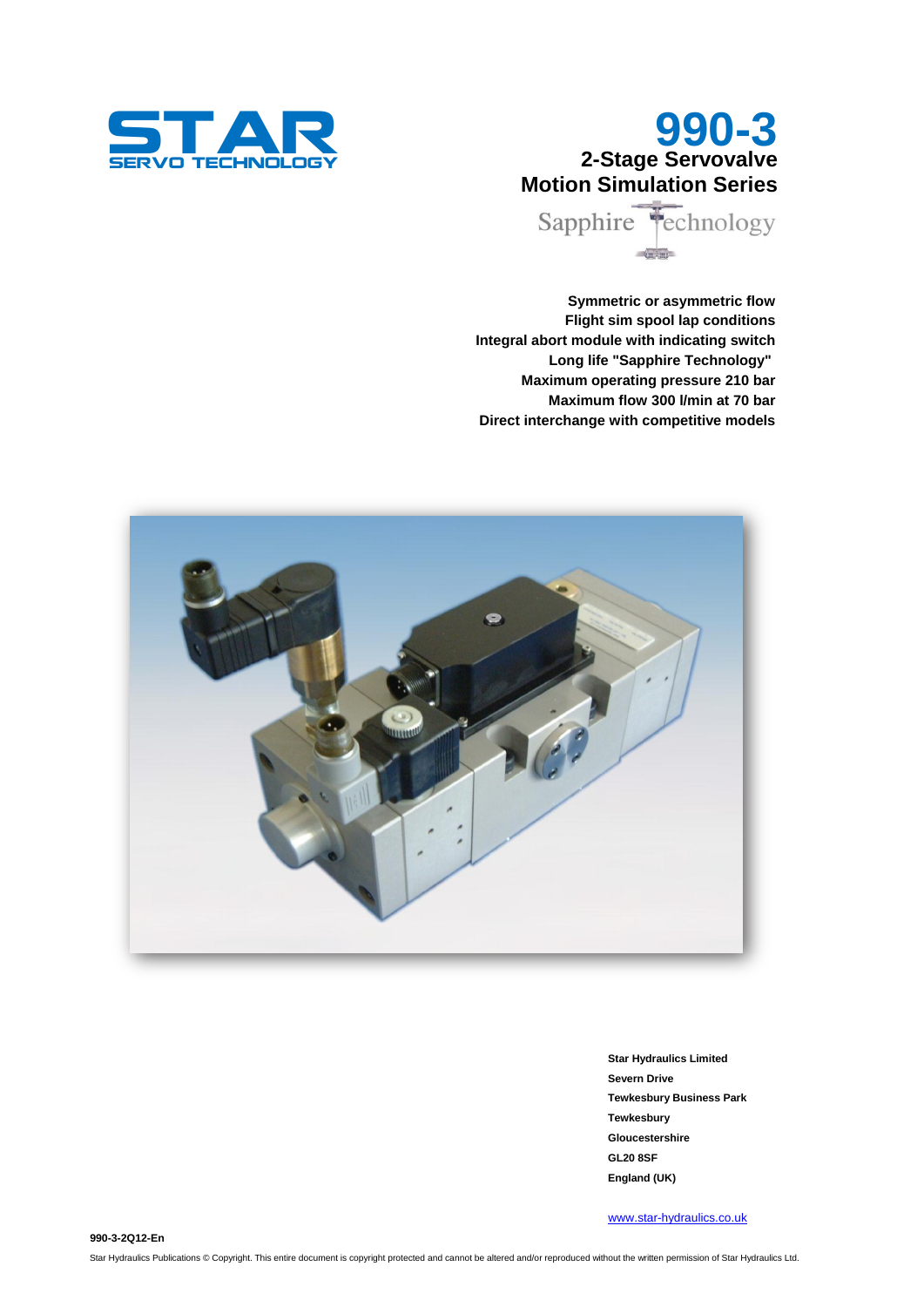STAR
SERVO TECHNOLOGY

# 990-3

## 2-Stage Servovalve
## Motion Simulation Series

Sapphire Technology

**Symmetric or asymmetric flow**
**Flight sim spool lap conditions**
**Integral abort module with indicating switch**
**Long life "Sapphire Technology"**
**Maximum operating pressure 210 bar**
**Maximum flow 300 l/min at 70 bar**
**Direct interchange with competitive models**

**Star Hydraulics Limited**
**Severn Drive**
**Tewkesbury Business Park**
**Tewkesbury**
**Gloucestershire**
**GL20 8SF**
**England (UK)**

www.star-hydraulics.co.uk

**990-3-2Q12-En**

Star Hydraulics Publications © Copyright. This entire document is copyright protected and cannot be altered and/or reproduced without the written permission of Star Hydraulics Ltd.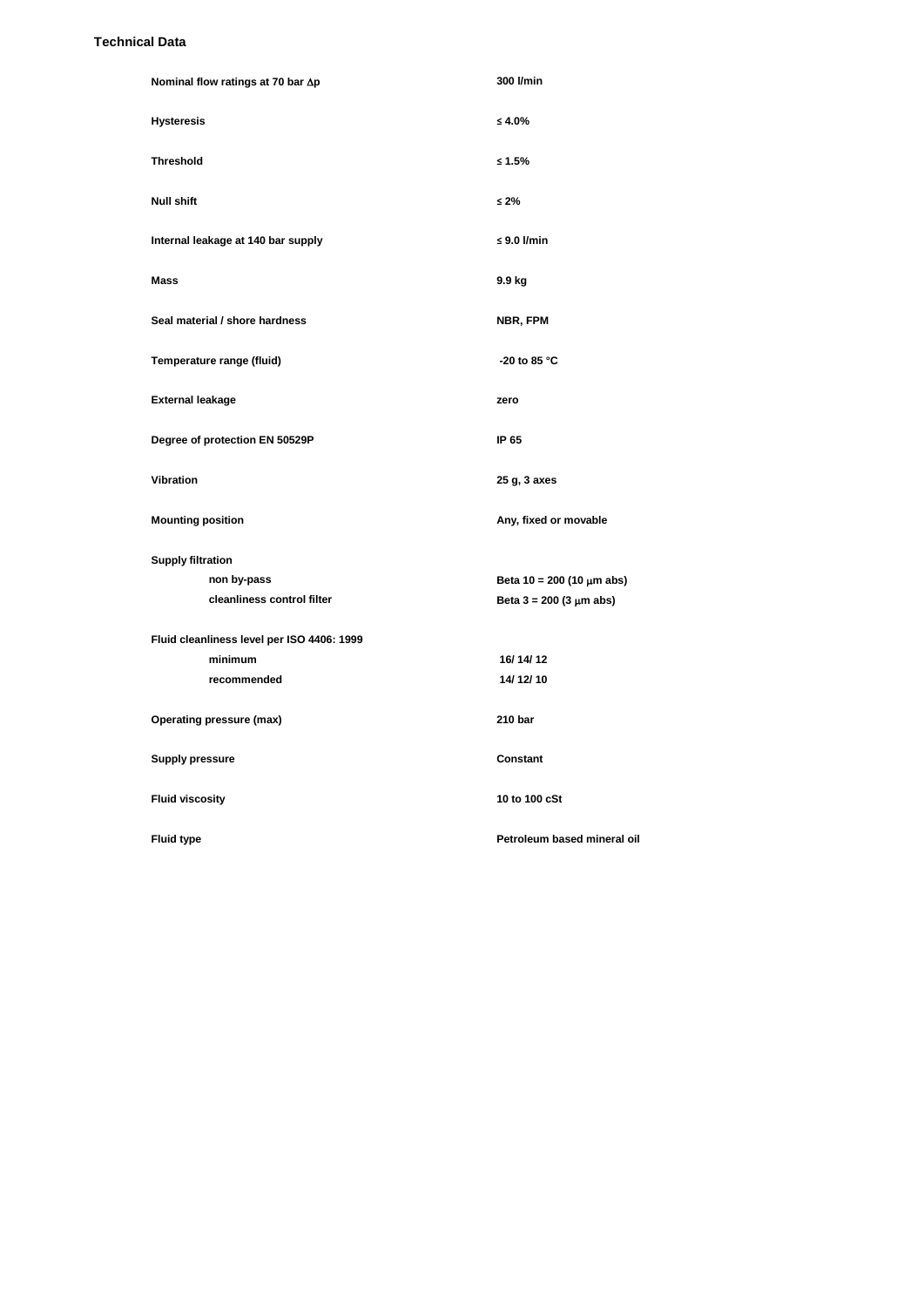## Technical Data

| | |
|---|---|
| **Nominal flow ratings at 70 bar Δp** | **300 l/min** |
| **Hysteresis** | **≤ 4.0%** |
| **Threshold** | **≤ 1.5%** |
| **Null shift** | **≤ 2%** |
| **Internal leakage at 140 bar supply** | **≤ 9.0 l/min** |
| **Mass** | **9.9 kg** |
| **Seal material / shore hardness** | **NBR, FPM** |
| **Temperature range (fluid)** | **-20 to 85 °C** |
| **External leakage** | **zero** |
| **Degree of protection EN 50529P** | **IP 65** |
| **Vibration** | **25 g, 3 axes** |
| **Mounting position** | **Any, fixed or movable** |
| **Supply filtration** | |
| **non by-pass** | **Beta 10 = 200 (10 μm abs)** |
| **cleanliness control filter** | **Beta 3 = 200 (3 μm abs)** |
| **Fluid cleanliness level per ISO 4406: 1999** | |
| **minimum** | **16/ 14/ 12** |
| **recommended** | **14/ 12/ 10** |
| **Operating pressure (max)** | **210 bar** |
| **Supply pressure** | **Constant** |
| **Fluid viscosity** | **10 to 100 cSt** |
| **Fluid type** | **Petroleum based mineral oil** |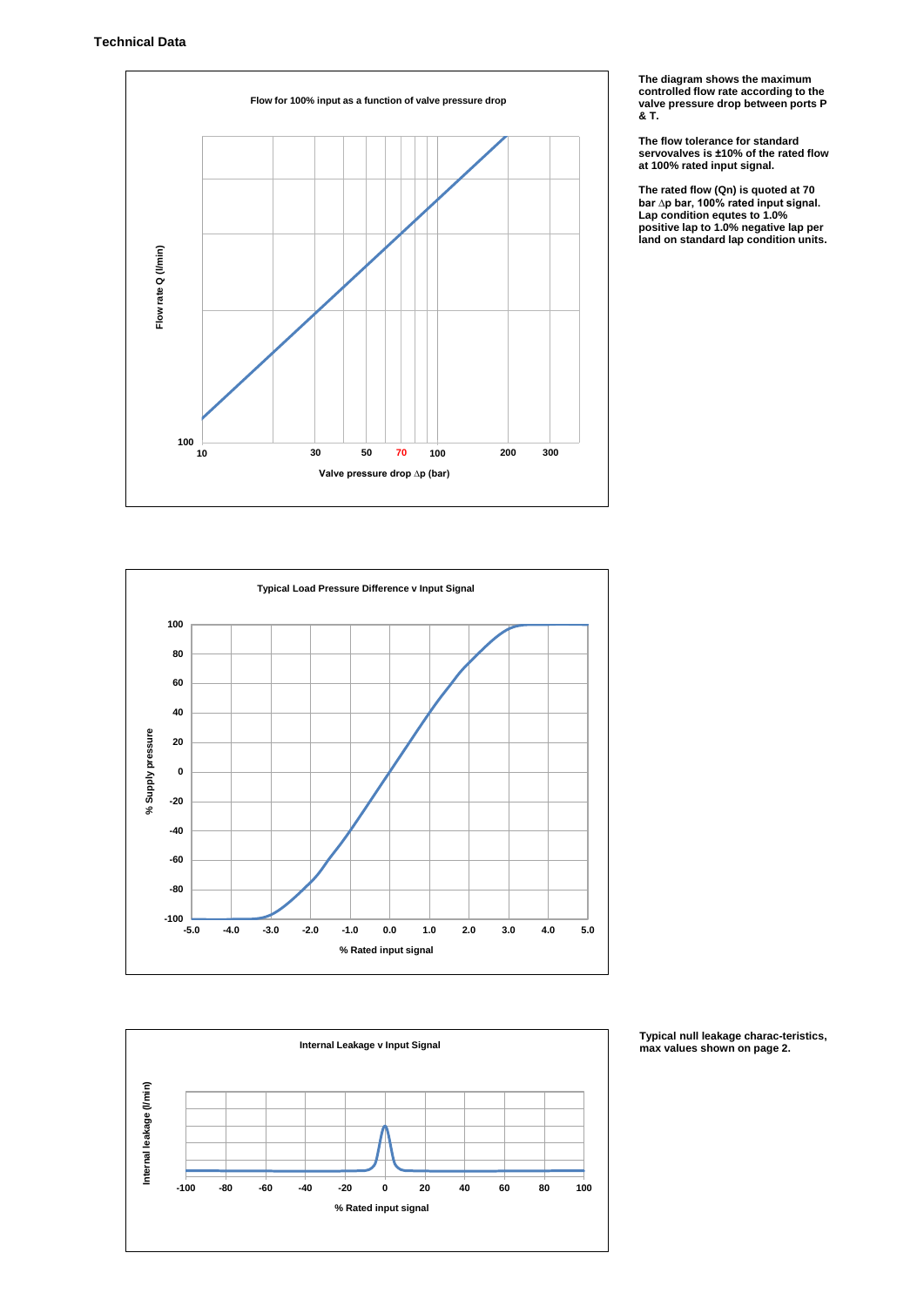## Technical Data

**Flow for 100% input as a function of valve pressure drop**

Flow rate Q (l/min)

100

10 30 50 70 100 200 300

Valve pressure drop $\Delta p$ (bar)

**The diagram shows the maximum controlled flow rate according to the valve pressure drop between ports P & T.**

**The flow tolerance for standard servovalves is ±10% of the rated flow at 100% rated input signal.**

**The rated flow (Qn) is quoted at 70 bar $\Delta$p bar, 100% rated input signal. Lap condition equtes to 1.0% positive lap to 1.0% negative lap per land on standard lap condition units.**

**Typical Load Pressure Difference v Input Signal**

% Supply pressure

100 80 60 40 20 0 -20 -40 -60 -80 -100

-5.0 -4.0 -3.0 -2.0 -1.0 0.0 1.0 2.0 3.0 4.0 5.0

% Rated input signal

**Internal Leakage v Input Signal**

Internal leakage (l/min)

-100 -80 -60 -40 -20 0 20 40 60 80 100

% Rated input signal

**Typical null leakage charac-teristics, max values shown on page 2.**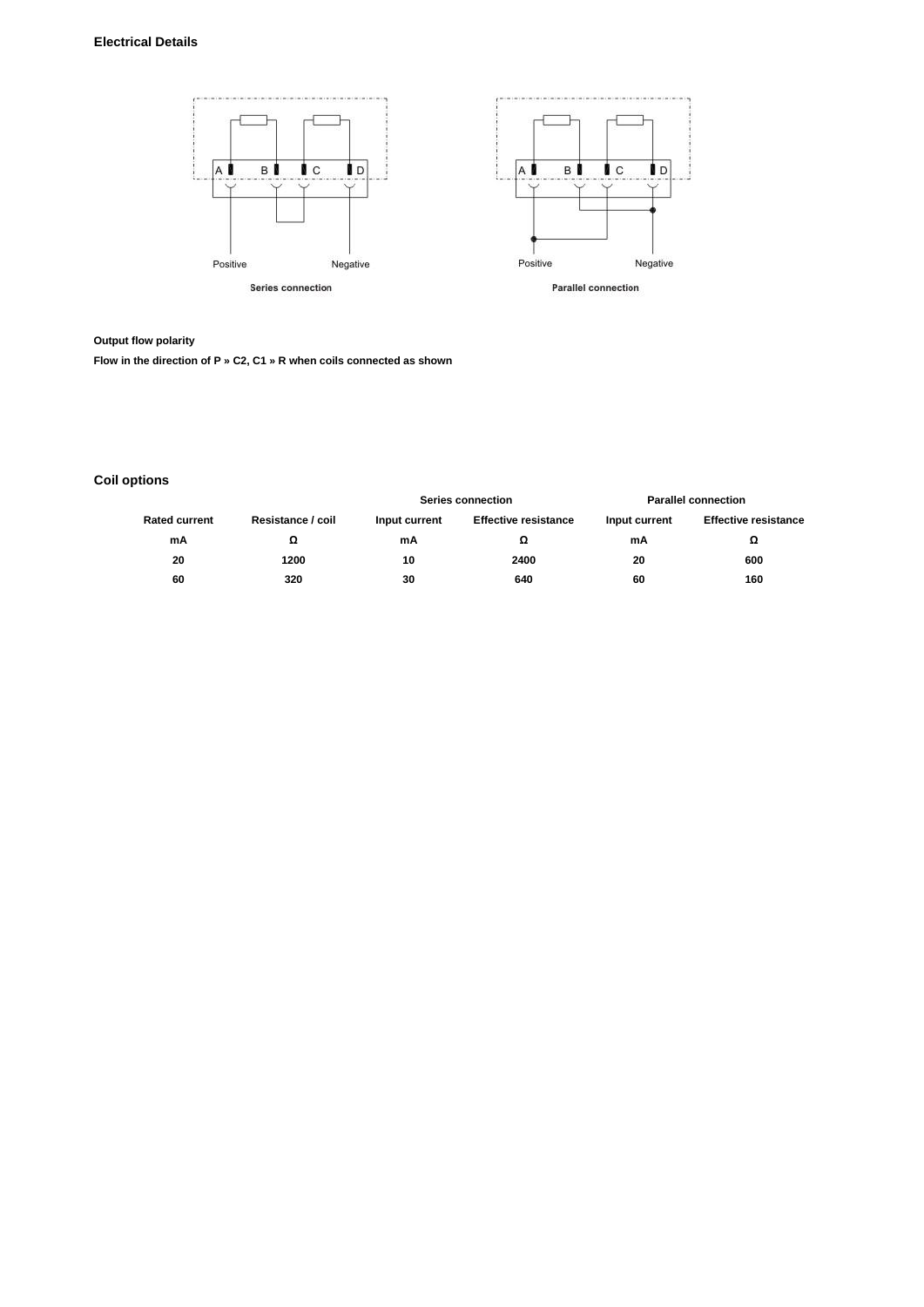## Electrical Details

Positive Negative

Series connection

Positive Negative

Parallel connection

**Output flow polarity**

**Flow in the direction of P » C2, C1 » R when coils connected as shown**

## Coil options

| | | Series connection | | Parallel connection | |
|---|---|---|---|---|---|
| **Rated current** | **Resistance / coil** | **Input current** | **Effective resistance** | **Input current** | **Effective resistance** |
| **mA** | **Ω** | **mA** | **Ω** | **mA** | **Ω** |
| **20** | **1200** | **10** | **2400** | **20** | **600** |
| **60** | **320** | **30** | **640** | **60** | **160** |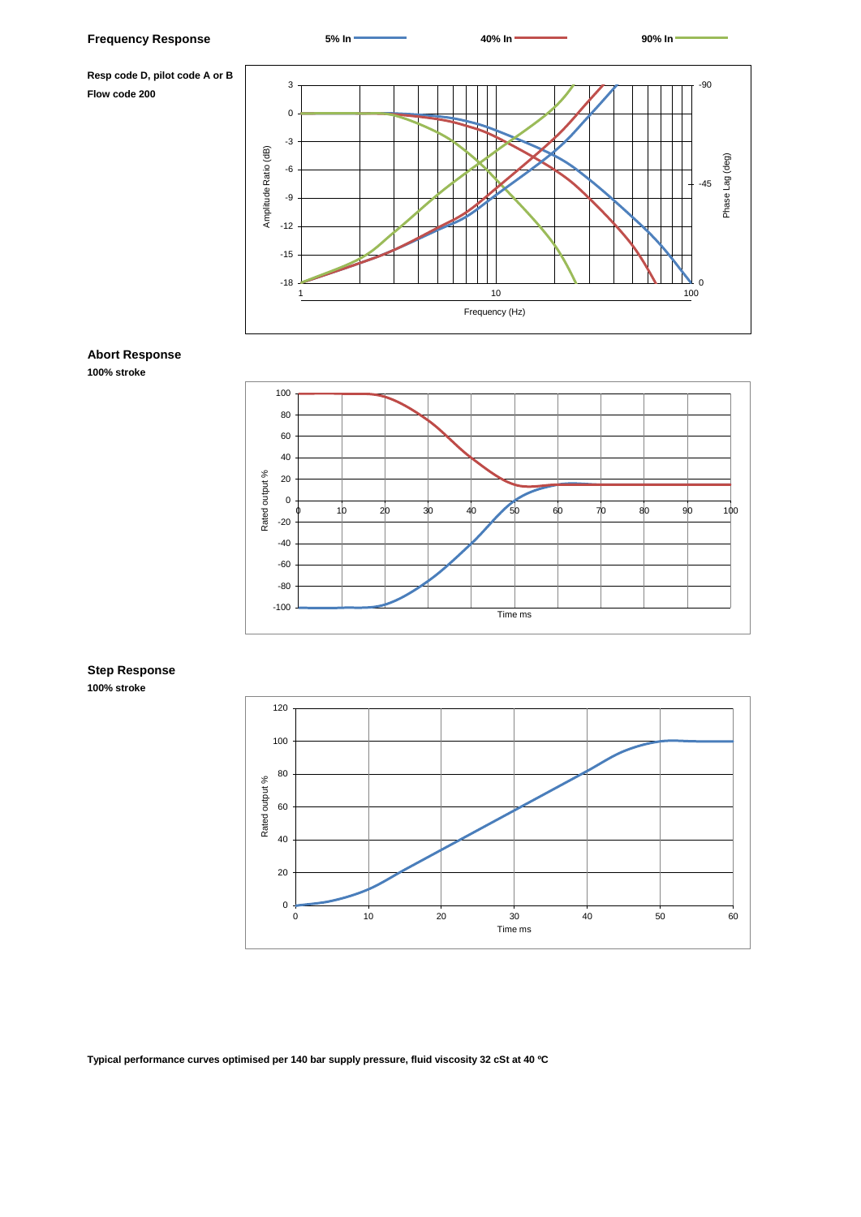## Frequency Response

5% In 40% In 90% In

**Resp code D, pilot code A or B**

**Flow code 200**

Amplitude Ratio (dB)

3
0
-3
-6
-9
-12
-15
-18

Phase Lag (deg)

-90
-45
0

1
10
100

Frequency (Hz)

## Abort Response

**100% stroke**

Rated output %

100
80
60
40
20
0
-20
-40
-60
-80
-100

0 10 20 30 40 50 60 70 80 90 100

Time ms

## Step Response

**100% stroke**

Rated output %

120
100
80
60
40
20
0

0 10 20 30 40 50 60

Time ms

**Typical performance curves optimised per 140 bar supply pressure, fluid viscosity 32 cSt at 40 ºC**